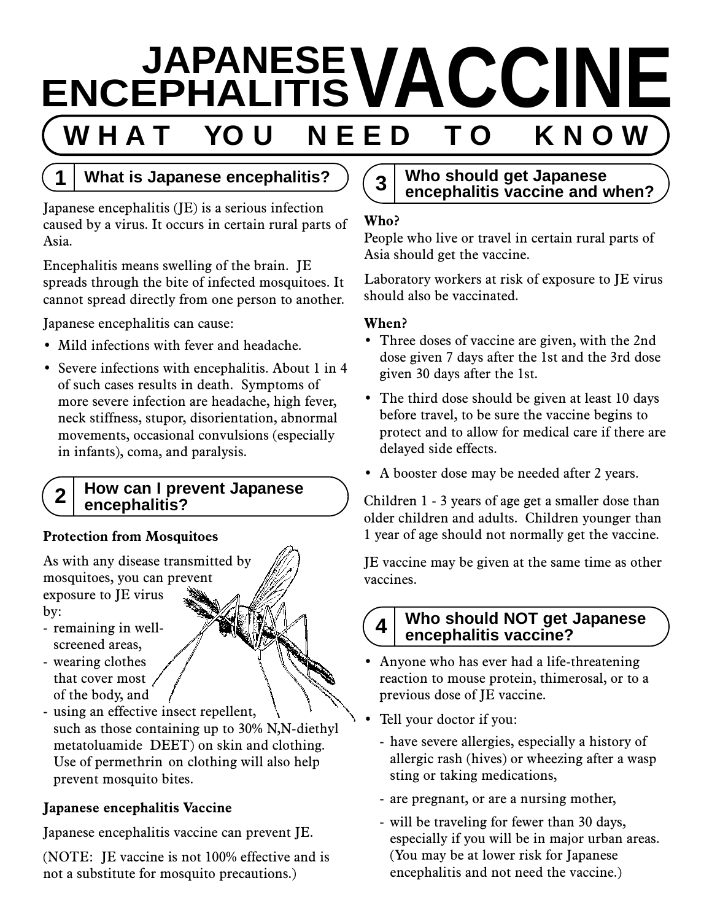# JAPANESE ENCEPHALITIS VACCINE

## WHAT YOU NEED TO KNOW

## 1 What is Japanese encephalitis?

Japanese encephalitis (JE) is a serious infection caused by a virus. It occurs in certain rural parts of Asia.

Encephalitis means swelling of the brain. JE spreads through the bite of infected mosquitoes. It cannot spread directly from one person to another.

Japanese encephalitis can cause:

- Mild infections with fever and headache.
- Severe infections with encephalitis. About 1 in 4 of such cases results in death. Symptoms of more severe infection are headache, high fever, neck stiffness, stupor, disorientation, abnormal movements, occasional convulsions (especially in infants), coma, and paralysis.

## 2 How can I prevent Japanese encephalitis?

**Protection from Mosquitoes**

As with any disease transmitted by mosquitoes, you can prevent exposure to JE virus by:

- remaining in well-screened areas,
- wearing clothes that cover most of the body, and
- using an effective insect repellent, such as those containing up to 30% N,N-diethyl metatoluamide DEET) on skin and clothing. Use of permethrin on clothing will also help prevent mosquito bites.

**Japanese encephalitis Vaccine**

Japanese encephalitis vaccine can prevent JE.

(NOTE: JE vaccine is not 100% effective and is not a substitute for mosquito precautions.)

## 3 Who should get Japanese encephalitis vaccine and when?

**Who?**

People who live or travel in certain rural parts of Asia should get the vaccine.

Laboratory workers at risk of exposure to JE virus should also be vaccinated.

**When?**

- Three doses of vaccine are given, with the 2nd dose given 7 days after the 1st and the 3rd dose given 30 days after the 1st.
- The third dose should be given at least 10 days before travel, to be sure the vaccine begins to protect and to allow for medical care if there are delayed side effects.
- A booster dose may be needed after 2 years.

Children 1 - 3 years of age get a smaller dose than older children and adults. Children younger than 1 year of age should not normally get the vaccine.

JE vaccine may be given at the same time as other vaccines.

## 4 Who should NOT get Japanese encephalitis vaccine?

- Anyone who has ever had a life-threatening reaction to mouse protein, thimerosal, or to a previous dose of JE vaccine.
- Tell your doctor if you:
  - have severe allergies, especially a history of allergic rash (hives) or wheezing after a wasp sting or taking medications,
  - are pregnant, or are a nursing mother,
  - will be traveling for fewer than 30 days, especially if you will be in major urban areas. (You may be at lower risk for Japanese encephalitis and not need the vaccine.)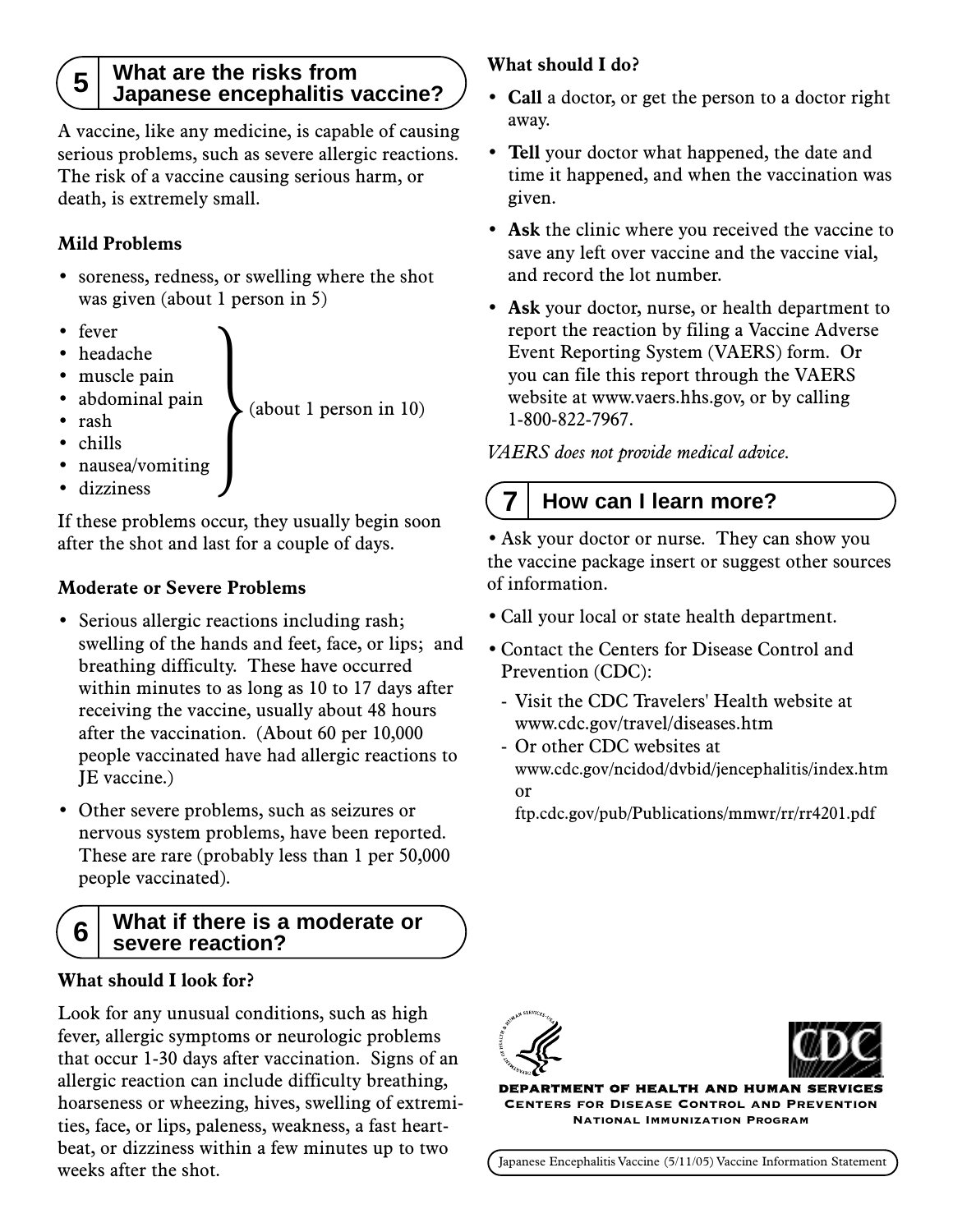## 5 What are the risks from Japanese encephalitis vaccine?

A vaccine, like any medicine, is capable of causing serious problems, such as severe allergic reactions. The risk of a vaccine causing serious harm, or death, is extremely small.

### Mild Problems

- soreness, redness, or swelling where the shot was given (about 1 person in 5)
- fever
- headache
- muscle pain
- abdominal pain
- rash
- chills
- nausea/vomiting
- dizziness

(fever through dizziness: about 1 person in 10)

If these problems occur, they usually begin soon after the shot and last for a couple of days.

### Moderate or Severe Problems

- Serious allergic reactions including rash; swelling of the hands and feet, face, or lips; and breathing difficulty. These have occurred within minutes to as long as 10 to 17 days after receiving the vaccine, usually about 48 hours after the vaccination. (About 60 per 10,000 people vaccinated have had allergic reactions to JE vaccine.)
- Other severe problems, such as seizures or nervous system problems, have been reported. These are rare (probably less than 1 per 50,000 people vaccinated).

## 6 What if there is a moderate or severe reaction?

### What should I look for?

Look for any unusual conditions, such as high fever, allergic symptoms or neurologic problems that occur 1-30 days after vaccination. Signs of an allergic reaction can include difficulty breathing, hoarseness or wheezing, hives, swelling of extremities, face, or lips, paleness, weakness, a fast heartbeat, or dizziness within a few minutes up to two weeks after the shot.

### What should I do?

- **Call** a doctor, or get the person to a doctor right away.
- **Tell** your doctor what happened, the date and time it happened, and when the vaccination was given.
- **Ask** the clinic where you received the vaccine to save any left over vaccine and the vaccine vial, and record the lot number.
- **Ask** your doctor, nurse, or health department to report the reaction by filing a Vaccine Adverse Event Reporting System (VAERS) form. Or you can file this report through the VAERS website at www.vaers.hhs.gov, or by calling 1-800-822-7967.

*VAERS does not provide medical advice.*

## 7 How can I learn more?

- Ask your doctor or nurse. They can show you the vaccine package insert or suggest other sources of information.
- Call your local or state health department.
- Contact the Centers for Disease Control and Prevention (CDC):
  - Visit the CDC Travelers' Health website at www.cdc.gov/travel/diseases.htm
  - Or other CDC websites at www.cdc.gov/ncidod/dvbid/jencephalitis/index.htm or ftp.cdc.gov/pub/Publications/mmwr/rr/rr4201.pdf

**DEPARTMENT OF HEALTH AND HUMAN SERVICES**
**CENTERS FOR DISEASE CONTROL AND PREVENTION**
**NATIONAL IMMUNIZATION PROGRAM**

Japanese Encephalitis Vaccine (5/11/05) Vaccine Information Statement